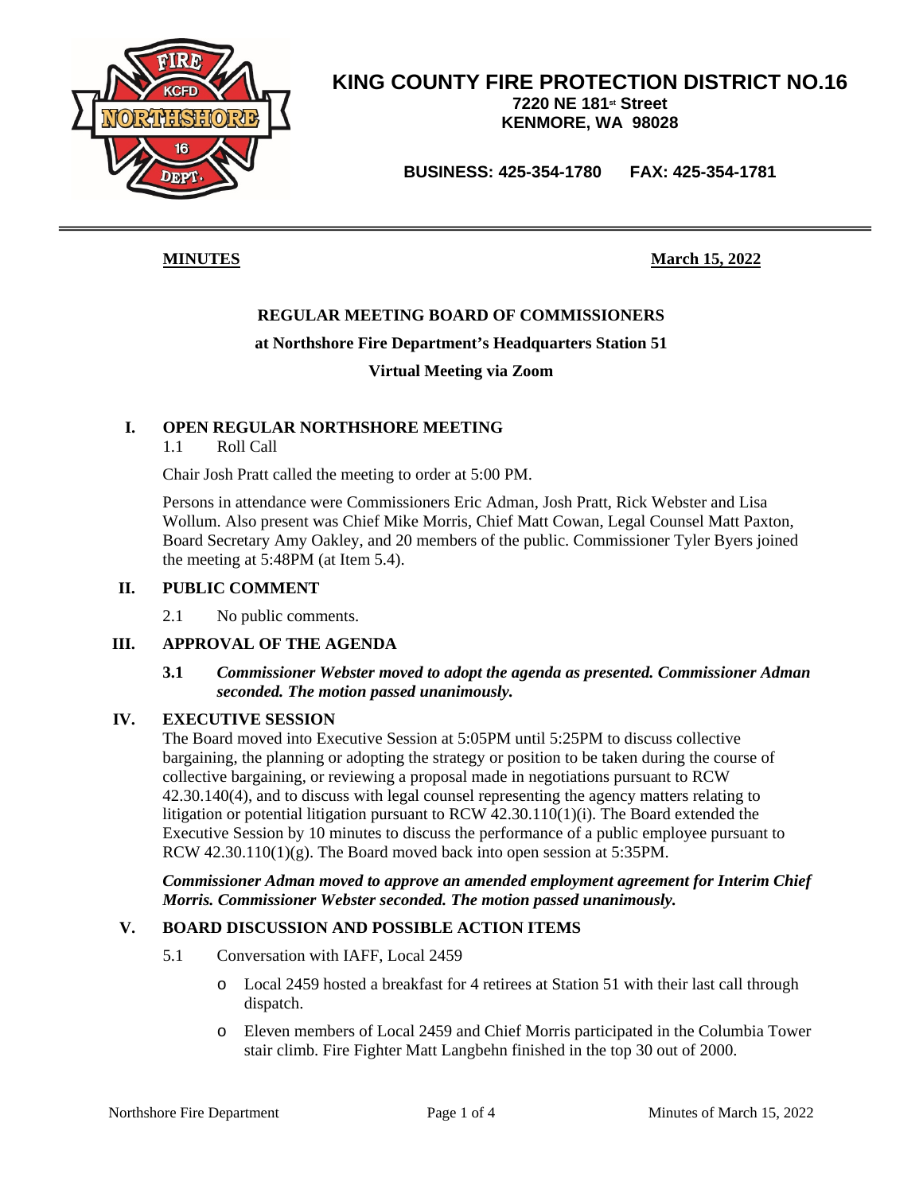# KING COUNTY FIRE PROTECTION DISTRICT NO.16

**7220 NE 181st Street**
**KENMORE, WA 98028**

**BUSINESS: 425-354-1780 FAX: 425-354-1781**

---

**MINUTES** **March 15, 2022**

## REGULAR MEETING BOARD OF COMMISSIONERS

**at Northshore Fire Department's Headquarters Station 51**

**Virtual Meeting via Zoom**

### I. OPEN REGULAR NORTHSHORE MEETING

1.1 Roll Call

Chair Josh Pratt called the meeting to order at 5:00 PM.

Persons in attendance were Commissioners Eric Adman, Josh Pratt, Rick Webster and Lisa Wollum. Also present was Chief Mike Morris, Chief Matt Cowan, Legal Counsel Matt Paxton, Board Secretary Amy Oakley, and 20 members of the public. Commissioner Tyler Byers joined the meeting at 5:48PM (at Item 5.4).

### II. PUBLIC COMMENT

2.1 No public comments.

### III. APPROVAL OF THE AGENDA

**3.1** ***Commissioner Webster moved to adopt the agenda as presented. Commissioner Adman seconded. The motion passed unanimously.***

### IV. EXECUTIVE SESSION

The Board moved into Executive Session at 5:05PM until 5:25PM to discuss collective bargaining, the planning or adopting the strategy or position to be taken during the course of collective bargaining, or reviewing a proposal made in negotiations pursuant to RCW 42.30.140(4), and to discuss with legal counsel representing the agency matters relating to litigation or potential litigation pursuant to RCW 42.30.110(1)(i). The Board extended the Executive Session by 10 minutes to discuss the performance of a public employee pursuant to RCW 42.30.110(1)(g). The Board moved back into open session at 5:35PM.

***Commissioner Adman moved to approve an amended employment agreement for Interim Chief Morris. Commissioner Webster seconded. The motion passed unanimously.***

### V. BOARD DISCUSSION AND POSSIBLE ACTION ITEMS

5.1 Conversation with IAFF, Local 2459

- Local 2459 hosted a breakfast for 4 retirees at Station 51 with their last call through dispatch.
- Eleven members of Local 2459 and Chief Morris participated in the Columbia Tower stair climb. Fire Fighter Matt Langbehn finished in the top 30 out of 2000.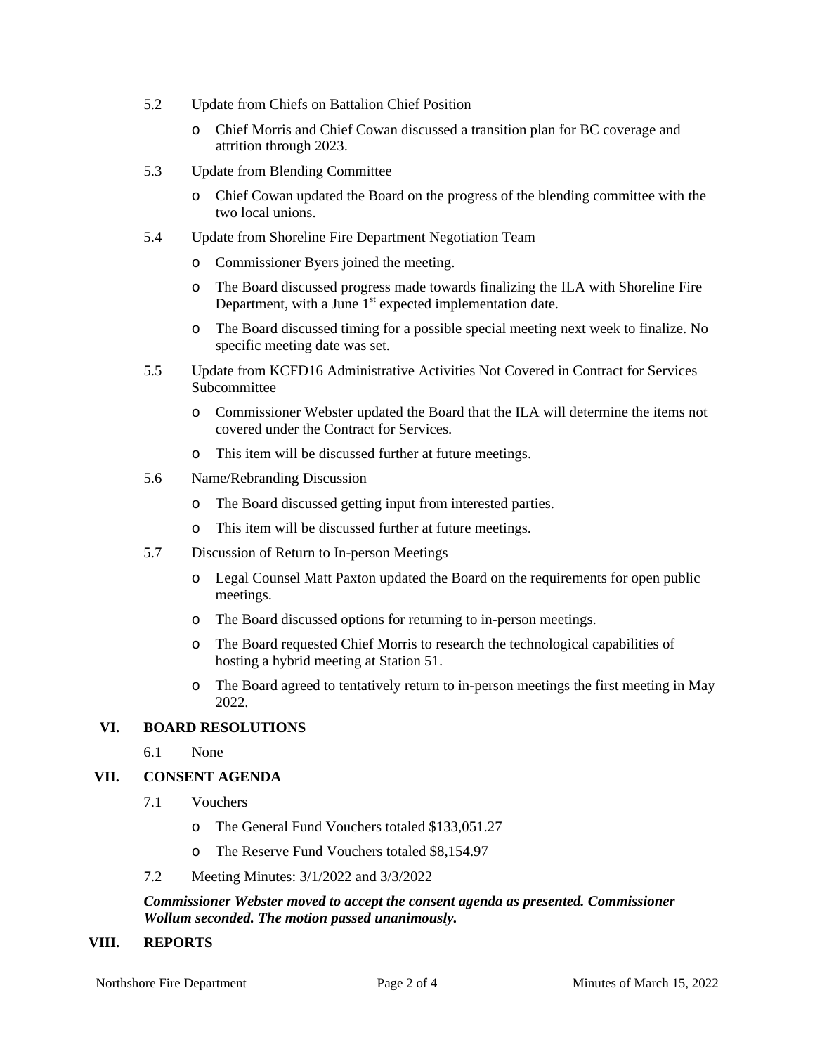5.2 Update from Chiefs on Battalion Chief Position

- Chief Morris and Chief Cowan discussed a transition plan for BC coverage and attrition through 2023.

5.3 Update from Blending Committee

- Chief Cowan updated the Board on the progress of the blending committee with the two local unions.

5.4 Update from Shoreline Fire Department Negotiation Team

- Commissioner Byers joined the meeting.
- The Board discussed progress made towards finalizing the ILA with Shoreline Fire Department, with a June 1st expected implementation date.
- The Board discussed timing for a possible special meeting next week to finalize. No specific meeting date was set.

5.5 Update from KCFD16 Administrative Activities Not Covered in Contract for Services Subcommittee

- Commissioner Webster updated the Board that the ILA will determine the items not covered under the Contract for Services.
- This item will be discussed further at future meetings.

5.6 Name/Rebranding Discussion

- The Board discussed getting input from interested parties.
- This item will be discussed further at future meetings.

5.7 Discussion of Return to In-person Meetings

- Legal Counsel Matt Paxton updated the Board on the requirements for open public meetings.
- The Board discussed options for returning to in-person meetings.
- The Board requested Chief Morris to research the technological capabilities of hosting a hybrid meeting at Station 51.
- The Board agreed to tentatively return to in-person meetings the first meeting in May 2022.

## VI. BOARD RESOLUTIONS

6.1 None

## VII. CONSENT AGENDA

7.1 Vouchers

- The General Fund Vouchers totaled $133,051.27
- The Reserve Fund Vouchers totaled $8,154.97

7.2 Meeting Minutes: 3/1/2022 and 3/3/2022

***Commissioner Webster moved to accept the consent agenda as presented. Commissioner Wollum seconded. The motion passed unanimously.***

## VIII. REPORTS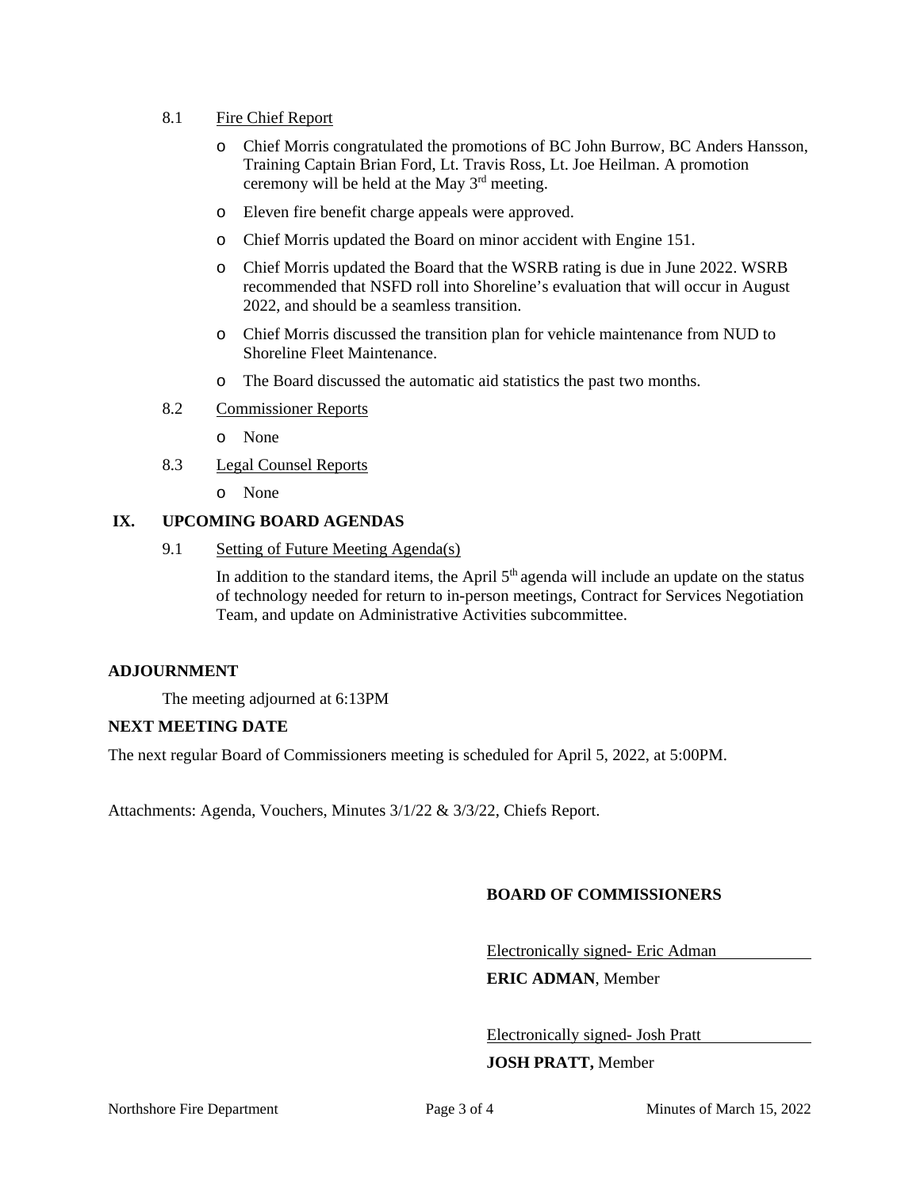8.1 Fire Chief Report

- Chief Morris congratulated the promotions of BC John Burrow, BC Anders Hansson, Training Captain Brian Ford, Lt. Travis Ross, Lt. Joe Heilman. A promotion ceremony will be held at the May 3rd meeting.
- Eleven fire benefit charge appeals were approved.
- Chief Morris updated the Board on minor accident with Engine 151.
- Chief Morris updated the Board that the WSRB rating is due in June 2022. WSRB recommended that NSFD roll into Shoreline's evaluation that will occur in August 2022, and should be a seamless transition.
- Chief Morris discussed the transition plan for vehicle maintenance from NUD to Shoreline Fleet Maintenance.
- The Board discussed the automatic aid statistics the past two months.

8.2 Commissioner Reports

- None

8.3 Legal Counsel Reports

- None

## IX. UPCOMING BOARD AGENDAS

9.1 Setting of Future Meeting Agenda(s)

In addition to the standard items, the April 5th agenda will include an update on the status of technology needed for return to in-person meetings, Contract for Services Negotiation Team, and update on Administrative Activities subcommittee.

**ADJOURNMENT**

The meeting adjourned at 6:13PM

**NEXT MEETING DATE**

The next regular Board of Commissioners meeting is scheduled for April 5, 2022, at 5:00PM.

Attachments: Agenda, Vouchers, Minutes 3/1/22 & 3/3/22, Chiefs Report.

**BOARD OF COMMISSIONERS**

Electronically signed- Eric Adman

**ERIC ADMAN**, Member

Electronically signed- Josh Pratt

**JOSH PRATT,** Member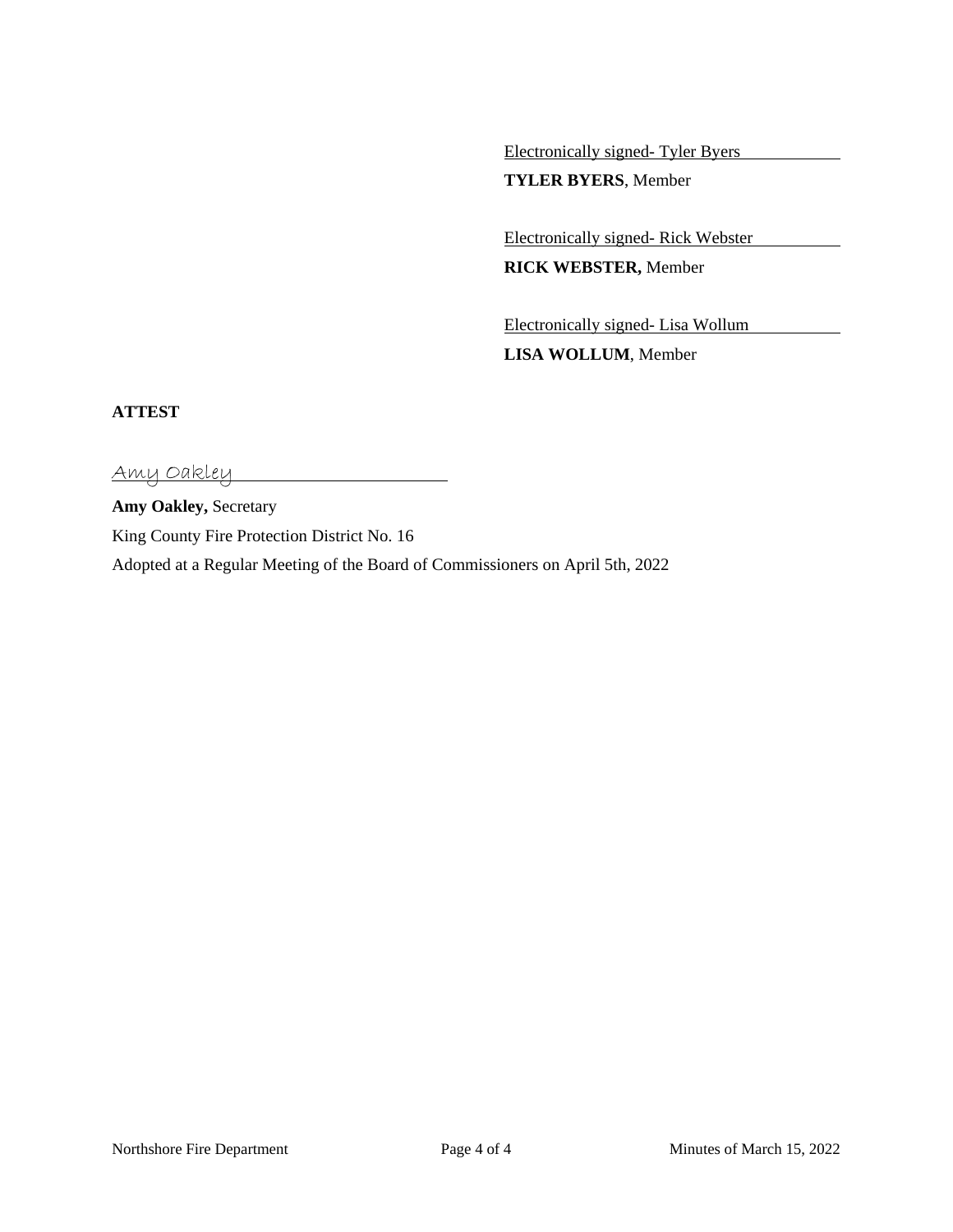Electronically signed- Tyler Byers

**TYLER BYERS**, Member

Electronically signed- Rick Webster

**RICK WEBSTER,** Member

Electronically signed- Lisa Wollum

**LISA WOLLUM**, Member

**ATTEST**

Amy Oakley

**Amy Oakley,** Secretary
King County Fire Protection District No. 16
Adopted at a Regular Meeting of the Board of Commissioners on April 5th, 2022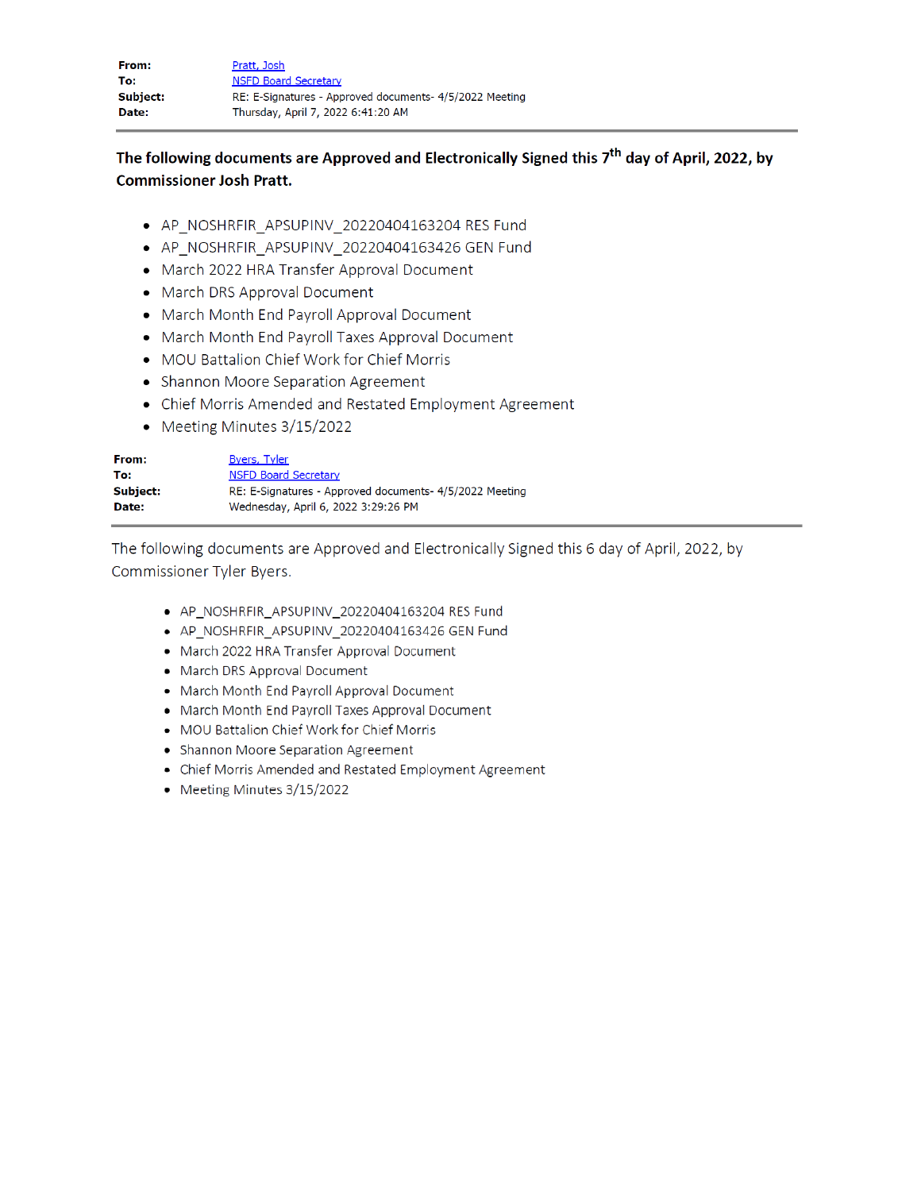**From:** Pratt, Josh
**To:** NSFD Board Secretary
**Subject:** RE: E-Signatures - Approved documents- 4/5/2022 Meeting
**Date:** Thursday, April 7, 2022 6:41:20 AM

---

**The following documents are Approved and Electronically Signed this 7th day of April, 2022, by Commissioner Josh Pratt.**

- AP_NOSHRFIR_APSUPINV_20220404163204 RES Fund
- AP_NOSHRFIR_APSUPINV_20220404163426 GEN Fund
- March 2022 HRA Transfer Approval Document
- March DRS Approval Document
- March Month End Payroll Approval Document
- March Month End Payroll Taxes Approval Document
- MOU Battalion Chief Work for Chief Morris
- Shannon Moore Separation Agreement
- Chief Morris Amended and Restated Employment Agreement
- Meeting Minutes 3/15/2022

**From:** Byers, Tyler
**To:** NSFD Board Secretary
**Subject:** RE: E-Signatures - Approved documents- 4/5/2022 Meeting
**Date:** Wednesday, April 6, 2022 3:29:26 PM

---

The following documents are Approved and Electronically Signed this 6 day of April, 2022, by Commissioner Tyler Byers.

- AP_NOSHRFIR_APSUPINV_20220404163204 RES Fund
- AP_NOSHRFIR_APSUPINV_20220404163426 GEN Fund
- March 2022 HRA Transfer Approval Document
- March DRS Approval Document
- March Month End Payroll Approval Document
- March Month End Payroll Taxes Approval Document
- MOU Battalion Chief Work for Chief Morris
- Shannon Moore Separation Agreement
- Chief Morris Amended and Restated Employment Agreement
- Meeting Minutes 3/15/2022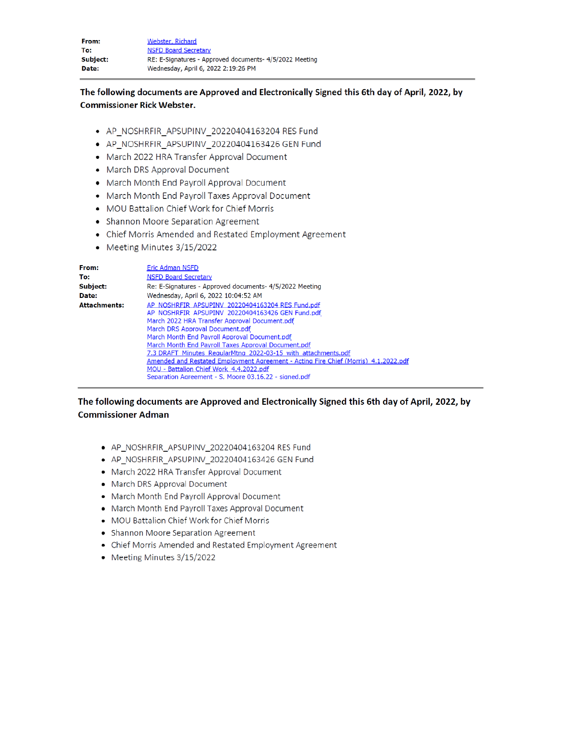| | |
|---|---|
| **From:** | Webster, Richard |
| **To:** | NSFD Board Secretary |
| **Subject:** | RE: E-Signatures - Approved documents- 4/5/2022 Meeting |
| **Date:** | Wednesday, April 6, 2022 2:19:26 PM |

---

**The following documents are Approved and Electronically Signed this 6th day of April, 2022, by Commissioner Rick Webster.**

- AP_NOSHRFIR_APSUPINV_20220404163204 RES Fund
- AP_NOSHRFIR_APSUPINV_20220404163426 GEN Fund
- March 2022 HRA Transfer Approval Document
- March DRS Approval Document
- March Month End Payroll Approval Document
- March Month End Payroll Taxes Approval Document
- MOU Battalion Chief Work for Chief Morris
- Shannon Moore Separation Agreement
- Chief Morris Amended and Restated Employment Agreement
- Meeting Minutes 3/15/2022

| | |
|---|---|
| **From:** | Eric Adman NSFD |
| **To:** | NSFD Board Secretary |
| **Subject:** | Re: E-Signatures - Approved documents- 4/5/2022 Meeting |
| **Date:** | Wednesday, April 6, 2022 10:04:52 AM |
| **Attachments:** | AP_NOSHRFIR_APSUPINV_20220404163204 RES Fund.pdf<br>AP_NOSHRFIR_APSUPINV_20220404163426 GEN Fund.pdf<br>March 2022 HRA Transfer Approval Document.pdf<br>March DRS Approval Document.pdf<br>March Month End Payroll Approval Document.pdf<br>March Month End Payroll Taxes Approval Document.pdf<br>7.3 DRAFT_Minutes_RegularMtng_2022-03-15_with_attachments.pdf<br>Amended and Restated Employment Agreement - Acting Fire Chief (Morris)_4.1.2022.pdf<br>MOU - Battalion Chief Work_4.4.2022.pdf<br>Separation Agreement - S. Moore 03.16.22 - signed.pdf |

---

**The following documents are Approved and Electronically Signed this 6th day of April, 2022, by Commissioner Adman**

- AP_NOSHRFIR_APSUPINV_20220404163204 RES Fund
- AP_NOSHRFIR_APSUPINV_20220404163426 GEN Fund
- March 2022 HRA Transfer Approval Document
- March DRS Approval Document
- March Month End Payroll Approval Document
- March Month End Payroll Taxes Approval Document
- MOU Battalion Chief Work for Chief Morris
- Shannon Moore Separation Agreement
- Chief Morris Amended and Restated Employment Agreement
- Meeting Minutes 3/15/2022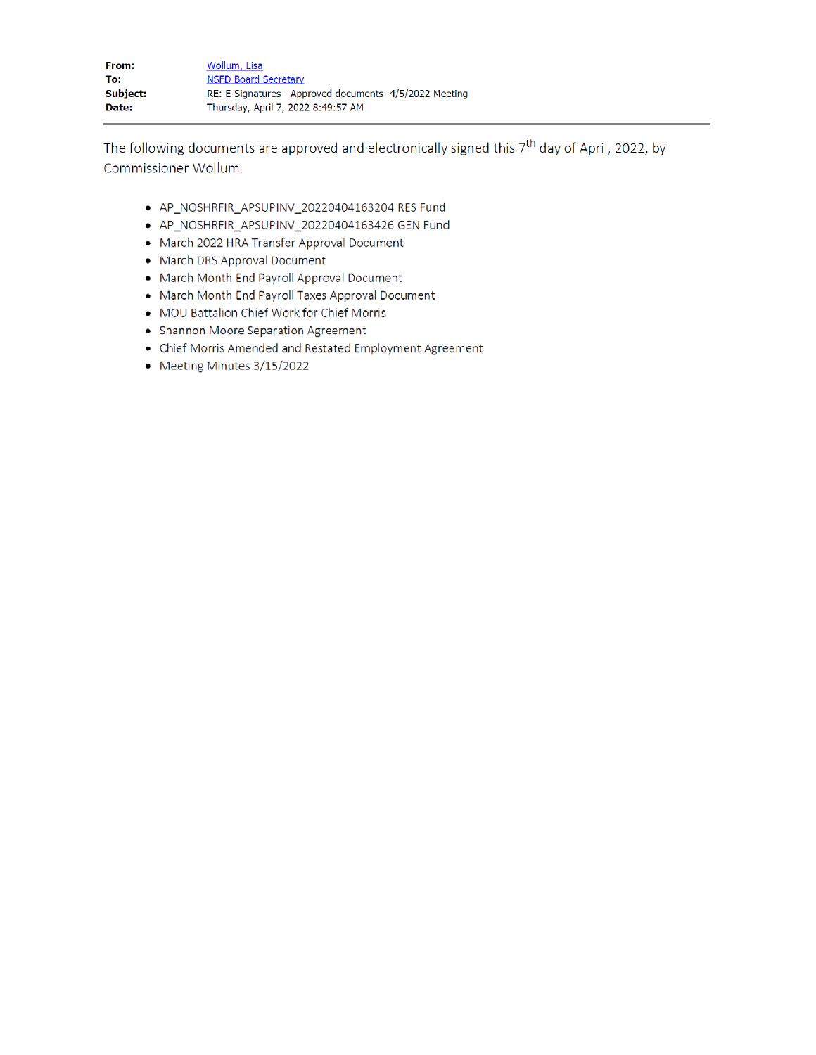**From:** Wollum, Lisa
**To:** NSFD Board Secretary
**Subject:** RE: E-Signatures - Approved documents- 4/5/2022 Meeting
**Date:** Thursday, April 7, 2022 8:49:57 AM

---

The following documents are approved and electronically signed this 7th day of April, 2022, by Commissioner Wollum.

- AP_NOSHRFIR_APSUPINV_20220404163204 RES Fund
- AP_NOSHRFIR_APSUPINV_20220404163426 GEN Fund
- March 2022 HRA Transfer Approval Document
- March DRS Approval Document
- March Month End Payroll Approval Document
- March Month End Payroll Taxes Approval Document
- MOU Battalion Chief Work for Chief Morris
- Shannon Moore Separation Agreement
- Chief Morris Amended and Restated Employment Agreement
- Meeting Minutes 3/15/2022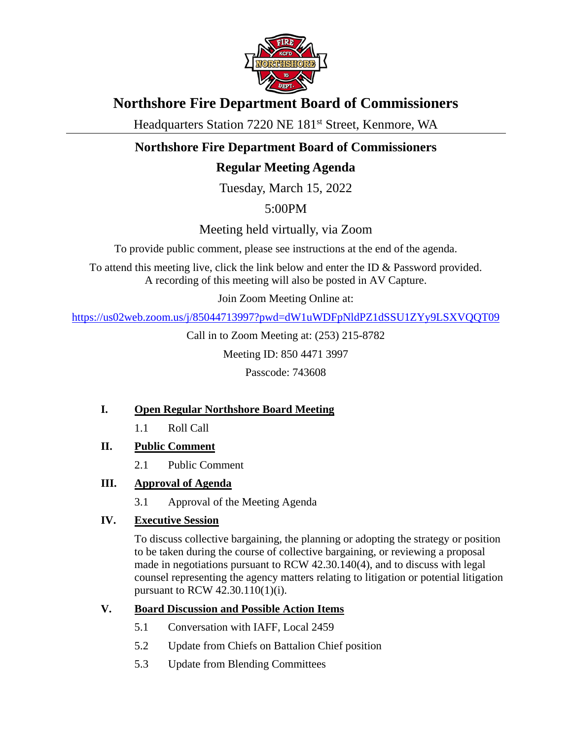# Northshore Fire Department Board of Commissioners

Headquarters Station 7220 NE 181st Street, Kenmore, WA

## Northshore Fire Department Board of Commissioners

## Regular Meeting Agenda

Tuesday, March 15, 2022

5:00PM

Meeting held virtually, via Zoom

To provide public comment, please see instructions at the end of the agenda.

To attend this meeting live, click the link below and enter the ID & Password provided.
A recording of this meeting will also be posted in AV Capture.

Join Zoom Meeting Online at:

https://us02web.zoom.us/j/85044713997?pwd=dW1uWDFpNldPZ1dSSU1ZYy9LSXVQQT09

Call in to Zoom Meeting at: (253) 215-8782

Meeting ID: 850 4471 3997

Passcode: 743608

**I. Open Regular Northshore Board Meeting**

1.1 Roll Call

**II. Public Comment**

2.1 Public Comment

**III. Approval of Agenda**

3.1 Approval of the Meeting Agenda

**IV. Executive Session**

To discuss collective bargaining, the planning or adopting the strategy or position to be taken during the course of collective bargaining, or reviewing a proposal made in negotiations pursuant to RCW 42.30.140(4), and to discuss with legal counsel representing the agency matters relating to litigation or potential litigation pursuant to RCW 42.30.110(1)(i).

**V. Board Discussion and Possible Action Items**

5.1 Conversation with IAFF, Local 2459

5.2 Update from Chiefs on Battalion Chief position

5.3 Update from Blending Committees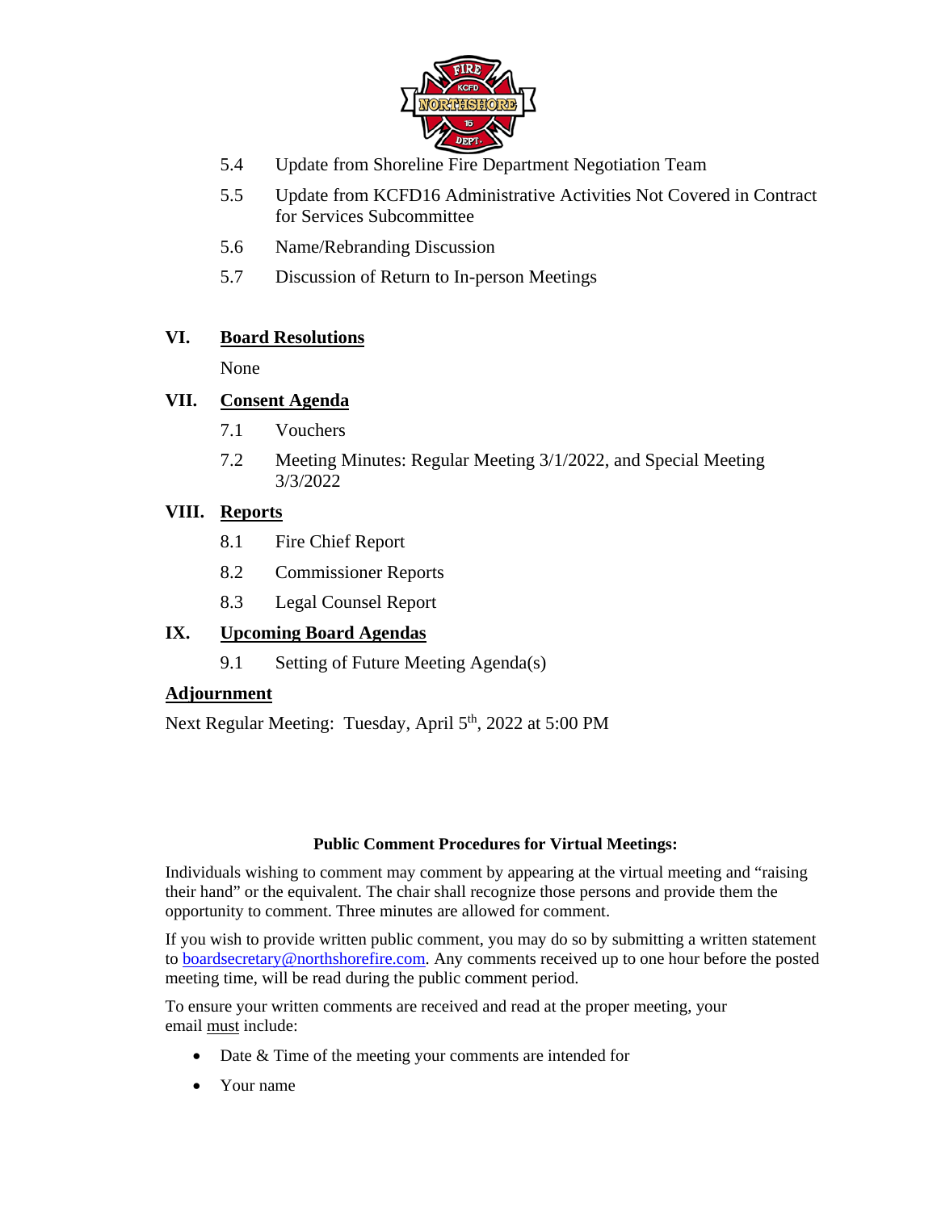5.4 Update from Shoreline Fire Department Negotiation Team

5.5 Update from KCFD16 Administrative Activities Not Covered in Contract for Services Subcommittee

5.6 Name/Rebranding Discussion

5.7 Discussion of Return to In-person Meetings

## VI. Board Resolutions

None

## VII. Consent Agenda

7.1 Vouchers

7.2 Meeting Minutes: Regular Meeting 3/1/2022, and Special Meeting 3/3/2022

## VIII. Reports

8.1 Fire Chief Report

8.2 Commissioner Reports

8.3 Legal Counsel Report

## IX. Upcoming Board Agendas

9.1 Setting of Future Meeting Agenda(s)

## Adjournment

Next Regular Meeting: Tuesday, April 5th, 2022 at 5:00 PM

**Public Comment Procedures for Virtual Meetings:**

Individuals wishing to comment may comment by appearing at the virtual meeting and "raising their hand" or the equivalent. The chair shall recognize those persons and provide them the opportunity to comment. Three minutes are allowed for comment.

If you wish to provide written public comment, you may do so by submitting a written statement to boardsecretary@northshorefire.com. Any comments received up to one hour before the posted meeting time, will be read during the public comment period.

To ensure your written comments are received and read at the proper meeting, your email must include:

- Date & Time of the meeting your comments are intended for
- Your name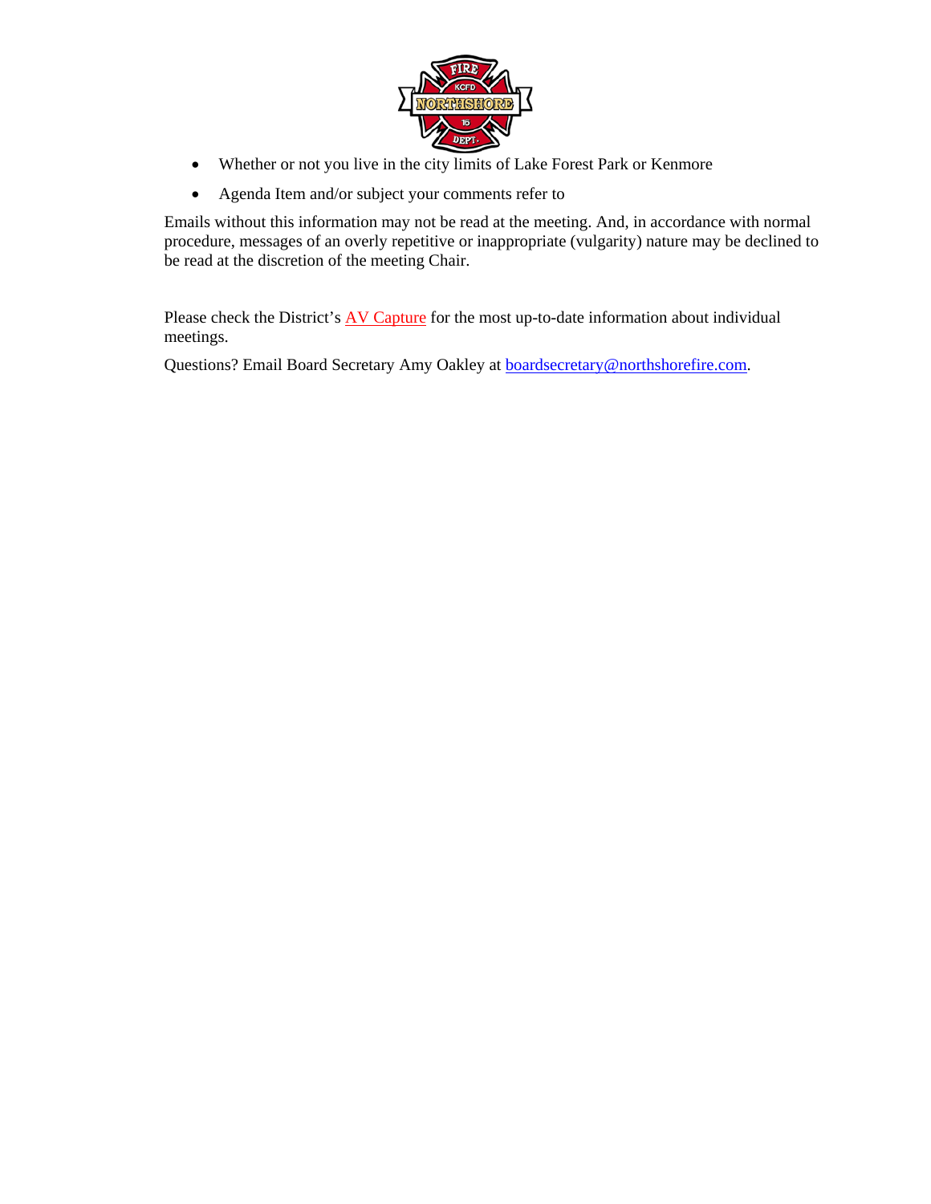- Whether or not you live in the city limits of Lake Forest Park or Kenmore
- Agenda Item and/or subject your comments refer to

Emails without this information may not be read at the meeting. And, in accordance with normal procedure, messages of an overly repetitive or inappropriate (vulgarity) nature may be declined to be read at the discretion of the meeting Chair.

Please check the District's AV Capture for the most up-to-date information about individual meetings.

Questions? Email Board Secretary Amy Oakley at boardsecretary@northshorefire.com.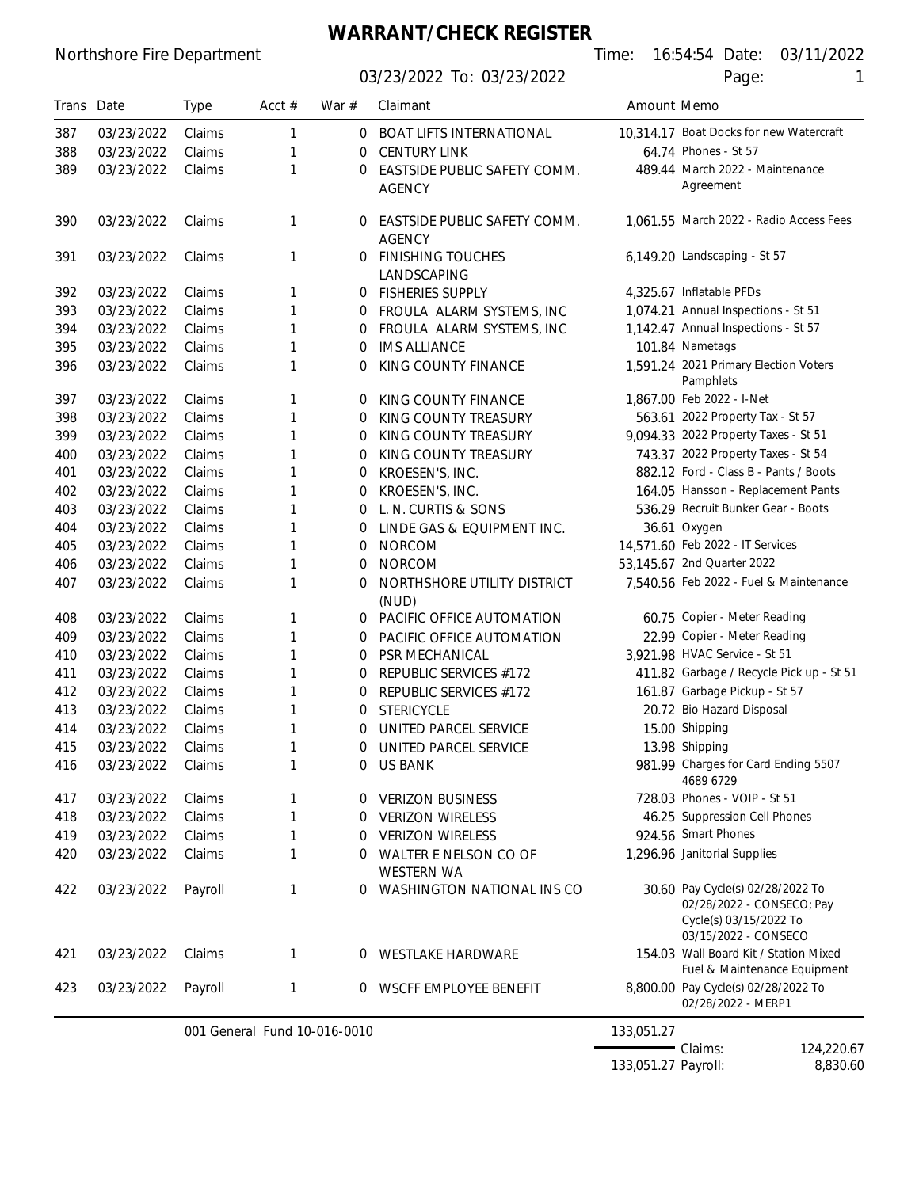# WARRANT/CHECK REGISTER

Northshore Fire Department

Time: 16:54:54 Date: 03/11/2022

03/23/2022 To: 03/23/2022

Page: 1

| Trans | Date | Type | Acct # | War # | Claimant | Amount | Memo |
|---|---|---|---|---|---|---|---|
| 387 | 03/23/2022 | Claims | 1 | 0 | BOAT LIFTS INTERNATIONAL | 10,314.17 | Boat Docks for new Watercraft |
| 388 | 03/23/2022 | Claims | 1 | 0 | CENTURY LINK | 64.74 | Phones - St 57 |
| 389 | 03/23/2022 | Claims | 1 | 0 | EASTSIDE PUBLIC SAFETY COMM. AGENCY | 489.44 | March 2022 - Maintenance Agreement |
| 390 | 03/23/2022 | Claims | 1 | 0 | EASTSIDE PUBLIC SAFETY COMM. AGENCY | 1,061.55 | March 2022 - Radio Access Fees |
| 391 | 03/23/2022 | Claims | 1 | 0 | FINISHING TOUCHES LANDSCAPING | 6,149.20 | Landscaping - St 57 |
| 392 | 03/23/2022 | Claims | 1 | 0 | FISHERIES SUPPLY | 4,325.67 | Inflatable PFDs |
| 393 | 03/23/2022 | Claims | 1 | 0 | FROULA ALARM SYSTEMS, INC | 1,074.21 | Annual Inspections - St 51 |
| 394 | 03/23/2022 | Claims | 1 | 0 | FROULA ALARM SYSTEMS, INC | 1,142.47 | Annual Inspections - St 57 |
| 395 | 03/23/2022 | Claims | 1 | 0 | IMS ALLIANCE | 101.84 | Nametags |
| 396 | 03/23/2022 | Claims | 1 | 0 | KING COUNTY FINANCE | 1,591.24 | 2021 Primary Election Voters Pamphlets |
| 397 | 03/23/2022 | Claims | 1 | 0 | KING COUNTY FINANCE | 1,867.00 | Feb 2022 - I-Net |
| 398 | 03/23/2022 | Claims | 1 | 0 | KING COUNTY TREASURY | 563.61 | 2022 Property Tax - St 57 |
| 399 | 03/23/2022 | Claims | 1 | 0 | KING COUNTY TREASURY | 9,094.33 | 2022 Property Taxes - St 51 |
| 400 | 03/23/2022 | Claims | 1 | 0 | KING COUNTY TREASURY | 743.37 | 2022 Property Taxes - St 54 |
| 401 | 03/23/2022 | Claims | 1 | 0 | KROESEN'S, INC. | 882.12 | Ford - Class B - Pants / Boots |
| 402 | 03/23/2022 | Claims | 1 | 0 | KROESEN'S, INC. | 164.05 | Hansson - Replacement Pants |
| 403 | 03/23/2022 | Claims | 1 | 0 | L. N. CURTIS & SONS | 536.29 | Recruit Bunker Gear - Boots |
| 404 | 03/23/2022 | Claims | 1 | 0 | LINDE GAS & EQUIPMENT INC. | 36.61 | Oxygen |
| 405 | 03/23/2022 | Claims | 1 | 0 | NORCOM | 14,571.60 | Feb 2022 - IT Services |
| 406 | 03/23/2022 | Claims | 1 | 0 | NORCOM | 53,145.67 | 2nd Quarter 2022 |
| 407 | 03/23/2022 | Claims | 1 | 0 | NORTHSHORE UTILITY DISTRICT (NUD) | 7,540.56 | Feb 2022 - Fuel & Maintenance |
| 408 | 03/23/2022 | Claims | 1 | 0 | PACIFIC OFFICE AUTOMATION | 60.75 | Copier - Meter Reading |
| 409 | 03/23/2022 | Claims | 1 | 0 | PACIFIC OFFICE AUTOMATION | 22.99 | Copier - Meter Reading |
| 410 | 03/23/2022 | Claims | 1 | 0 | PSR MECHANICAL | 3,921.98 | HVAC Service - St 51 |
| 411 | 03/23/2022 | Claims | 1 | 0 | REPUBLIC SERVICES #172 | 411.82 | Garbage / Recycle Pick up - St 51 |
| 412 | 03/23/2022 | Claims | 1 | 0 | REPUBLIC SERVICES #172 | 161.87 | Garbage Pickup - St 57 |
| 413 | 03/23/2022 | Claims | 1 | 0 | STERICYCLE | 20.72 | Bio Hazard Disposal |
| 414 | 03/23/2022 | Claims | 1 | 0 | UNITED PARCEL SERVICE | 15.00 | Shipping |
| 415 | 03/23/2022 | Claims | 1 | 0 | UNITED PARCEL SERVICE | 13.98 | Shipping |
| 416 | 03/23/2022 | Claims | 1 | 0 | US BANK | 981.99 | Charges for Card Ending 5507 4689 6729 |
| 417 | 03/23/2022 | Claims | 1 | 0 | VERIZON BUSINESS | 728.03 | Phones - VOIP - St 51 |
| 418 | 03/23/2022 | Claims | 1 | 0 | VERIZON WIRELESS | 46.25 | Suppression Cell Phones |
| 419 | 03/23/2022 | Claims | 1 | 0 | VERIZON WIRELESS | 924.56 | Smart Phones |
| 420 | 03/23/2022 | Claims | 1 | 0 | WALTER E NELSON CO OF WESTERN WA | 1,296.96 | Janitorial Supplies |
| 422 | 03/23/2022 | Payroll | 1 | 0 | WASHINGTON NATIONAL INS CO | 30.60 | Pay Cycle(s) 02/28/2022 To 02/28/2022 - CONSECO; Pay Cycle(s) 03/15/2022 To 03/15/2022 - CONSECO |
| 421 | 03/23/2022 | Claims | 1 | 0 | WESTLAKE HARDWARE | 154.03 | Wall Board Kit / Station Mixed Fuel & Maintenance Equipment |
| 423 | 03/23/2022 | Payroll | 1 | 0 | WSCFF EMPLOYEE BENEFIT | 8,800.00 | Pay Cycle(s) 02/28/2022 To 02/28/2022 - MERP1 |

001 General Fund 10-016-0010: 133,051.27

| | Total | | |
|---|---|---|---|
| | 133,051.27 | Claims: | 124,220.67 |
| | | Payroll: | 8,830.60 |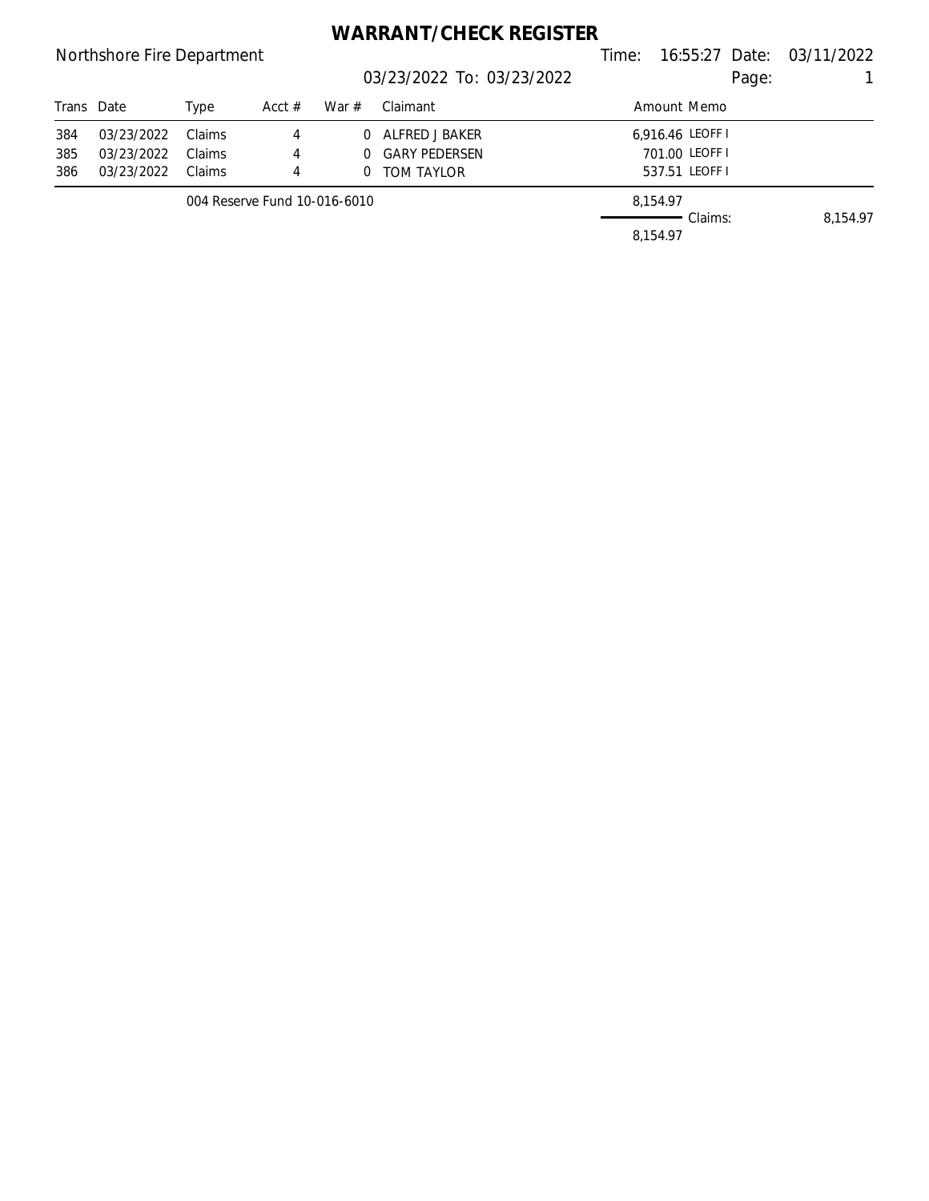# WARRANT/CHECK REGISTER

Northshore Fire Department

Time: 16:55:27 Date: 03/11/2022

03/23/2022 To: 03/23/2022

| Trans | Date | Type | Acct # | War # | Claimant | Amount | Memo |
|---|---|---|---|---|---|---|---|
| 384 | 03/23/2022 | Claims | 4 | 0 | ALFRED J BAKER | 6,916.46 | LEOFF I |
| 385 | 03/23/2022 | Claims | 4 | 0 | GARY PEDERSEN | 701.00 | LEOFF I |
| 386 | 03/23/2022 | Claims | 4 | 0 | TOM TAYLOR | 537.51 | LEOFF I |
| | | 004 Reserve Fund 10-016-6010 | | | | 8,154.97 | |
| | | | | | | | Claims: 8,154.97 |
| | | | | | | 8,154.97 | |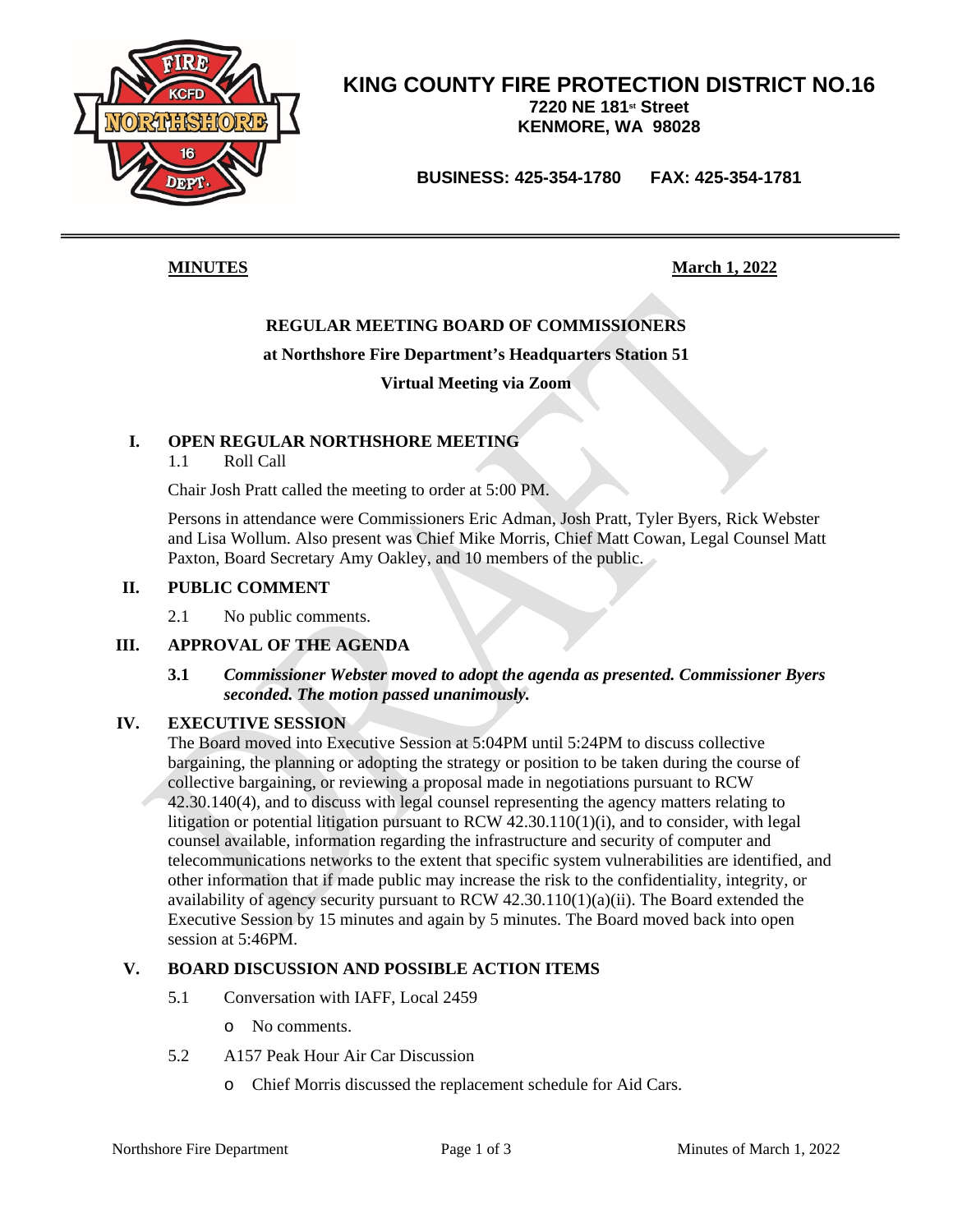**KING COUNTY FIRE PROTECTION DISTRICT NO.16**
**7220 NE 181st Street**
**KENMORE, WA 98028**

**BUSINESS: 425-354-1780 FAX: 425-354-1781**

**MINUTES** **March 1, 2022**

**REGULAR MEETING BOARD OF COMMISSIONERS**

**at Northshore Fire Department's Headquarters Station 51**

**Virtual Meeting via Zoom**

## I. OPEN REGULAR NORTHSHORE MEETING

1.1 Roll Call

Chair Josh Pratt called the meeting to order at 5:00 PM.

Persons in attendance were Commissioners Eric Adman, Josh Pratt, Tyler Byers, Rick Webster and Lisa Wollum. Also present was Chief Mike Morris, Chief Matt Cowan, Legal Counsel Matt Paxton, Board Secretary Amy Oakley, and 10 members of the public.

## II. PUBLIC COMMENT

2.1 No public comments.

## III. APPROVAL OF THE AGENDA

**3.1** ***Commissioner Webster moved to adopt the agenda as presented. Commissioner Byers seconded. The motion passed unanimously.***

## IV. EXECUTIVE SESSION

The Board moved into Executive Session at 5:04PM until 5:24PM to discuss collective bargaining, the planning or adopting the strategy or position to be taken during the course of collective bargaining, or reviewing a proposal made in negotiations pursuant to RCW 42.30.140(4), and to discuss with legal counsel representing the agency matters relating to litigation or potential litigation pursuant to RCW 42.30.110(1)(i), and to consider, with legal counsel available, information regarding the infrastructure and security of computer and telecommunications networks to the extent that specific system vulnerabilities are identified, and other information that if made public may increase the risk to the confidentiality, integrity, or availability of agency security pursuant to RCW 42.30.110(1)(a)(ii). The Board extended the Executive Session by 15 minutes and again by 5 minutes. The Board moved back into open session at 5:46PM.

## V. BOARD DISCUSSION AND POSSIBLE ACTION ITEMS

5.1 Conversation with IAFF, Local 2459

- No comments.

5.2 A157 Peak Hour Air Car Discussion

- Chief Morris discussed the replacement schedule for Aid Cars.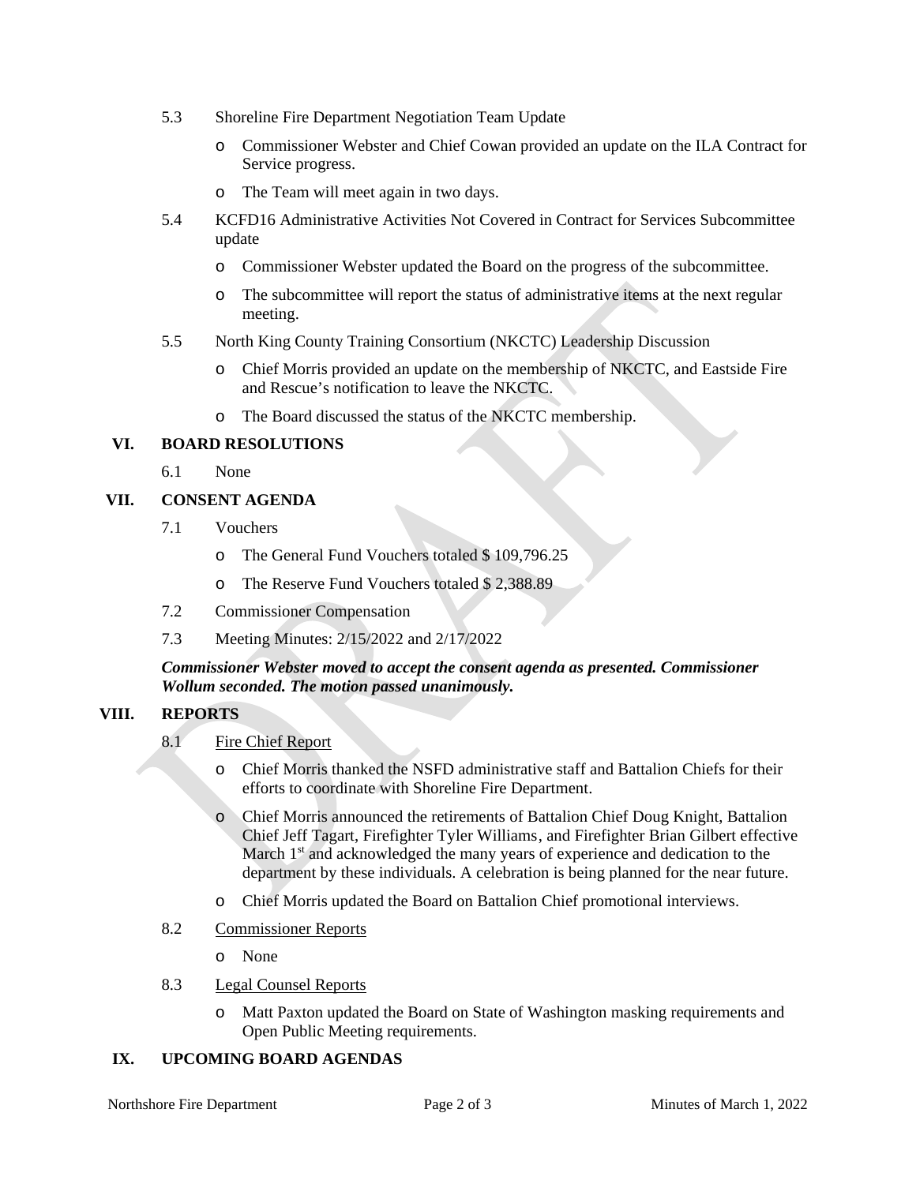5.3 Shoreline Fire Department Negotiation Team Update

- Commissioner Webster and Chief Cowan provided an update on the ILA Contract for Service progress.
- The Team will meet again in two days.

5.4 KCFD16 Administrative Activities Not Covered in Contract for Services Subcommittee update

- Commissioner Webster updated the Board on the progress of the subcommittee.
- The subcommittee will report the status of administrative items at the next regular meeting.

5.5 North King County Training Consortium (NKCTC) Leadership Discussion

- Chief Morris provided an update on the membership of NKCTC, and Eastside Fire and Rescue's notification to leave the NKCTC.
- The Board discussed the status of the NKCTC membership.

## VI. BOARD RESOLUTIONS

6.1 None

## VII. CONSENT AGENDA

7.1 Vouchers

- The General Fund Vouchers totaled $ 109,796.25
- The Reserve Fund Vouchers totaled $ 2,388.89

7.2 Commissioner Compensation

7.3 Meeting Minutes: 2/15/2022 and 2/17/2022

***Commissioner Webster moved to accept the consent agenda as presented. Commissioner Wollum seconded. The motion passed unanimously.***

## VIII. REPORTS

8.1 Fire Chief Report

- Chief Morris thanked the NSFD administrative staff and Battalion Chiefs for their efforts to coordinate with Shoreline Fire Department.
- Chief Morris announced the retirements of Battalion Chief Doug Knight, Battalion Chief Jeff Tagart, Firefighter Tyler Williams, and Firefighter Brian Gilbert effective March 1st and acknowledged the many years of experience and dedication to the department by these individuals. A celebration is being planned for the near future.
- Chief Morris updated the Board on Battalion Chief promotional interviews.

8.2 Commissioner Reports

- None

8.3 Legal Counsel Reports

- Matt Paxton updated the Board on State of Washington masking requirements and Open Public Meeting requirements.

## IX. UPCOMING BOARD AGENDAS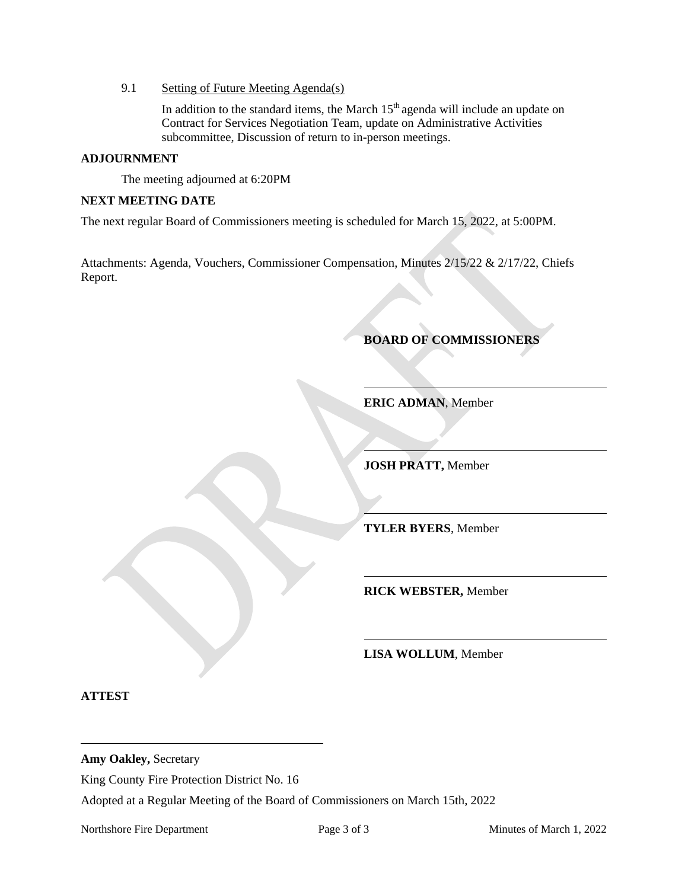9.1 Setting of Future Meeting Agenda(s)

In addition to the standard items, the March 15th agenda will include an update on Contract for Services Negotiation Team, update on Administrative Activities subcommittee, Discussion of return to in-person meetings.

**ADJOURNMENT**

The meeting adjourned at 6:20PM

**NEXT MEETING DATE**

The next regular Board of Commissioners meeting is scheduled for March 15, 2022, at 5:00PM.

Attachments: Agenda, Vouchers, Commissioner Compensation, Minutes 2/15/22 & 2/17/22, Chiefs Report.

**BOARD OF COMMISSIONERS**

______________________________

**ERIC ADMAN**, Member

______________________________

**JOSH PRATT,** Member

______________________________

**TYLER BYERS**, Member

______________________________

**RICK WEBSTER,** Member

______________________________

**LISA WOLLUM**, Member

**ATTEST**

______________________________

**Amy Oakley,** Secretary

King County Fire Protection District No. 16

Adopted at a Regular Meeting of the Board of Commissioners on March 15th, 2022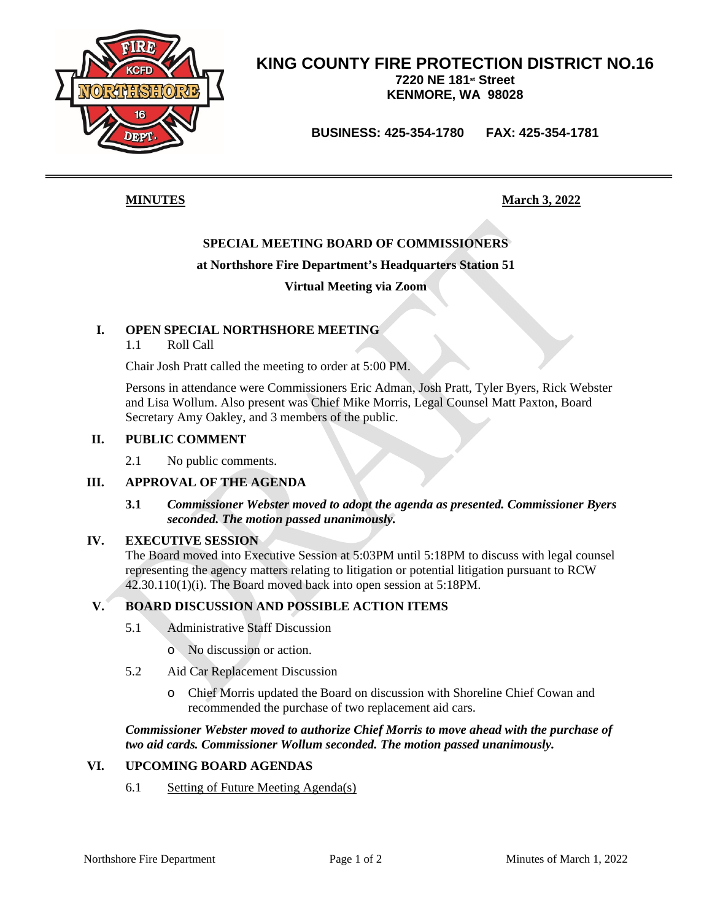# KING COUNTY FIRE PROTECTION DISTRICT NO.16

**7220 NE 181st Street**
**KENMORE, WA 98028**

**BUSINESS: 425-354-1780 FAX: 425-354-1781**

---

**MINUTES** **March 3, 2022**

## SPECIAL MEETING BOARD OF COMMISSIONERS

**at Northshore Fire Department's Headquarters Station 51**

**Virtual Meeting via Zoom**

### I. OPEN SPECIAL NORTHSHORE MEETING

1.1 Roll Call

Chair Josh Pratt called the meeting to order at 5:00 PM.

Persons in attendance were Commissioners Eric Adman, Josh Pratt, Tyler Byers, Rick Webster and Lisa Wollum. Also present was Chief Mike Morris, Legal Counsel Matt Paxton, Board Secretary Amy Oakley, and 3 members of the public.

### II. PUBLIC COMMENT

2.1 No public comments.

### III. APPROVAL OF THE AGENDA

**3.1** ***Commissioner Webster moved to adopt the agenda as presented. Commissioner Byers seconded. The motion passed unanimously.***

### IV. EXECUTIVE SESSION

The Board moved into Executive Session at 5:03PM until 5:18PM to discuss with legal counsel representing the agency matters relating to litigation or potential litigation pursuant to RCW 42.30.110(1)(i). The Board moved back into open session at 5:18PM.

### V. BOARD DISCUSSION AND POSSIBLE ACTION ITEMS

5.1 Administrative Staff Discussion

- No discussion or action.

5.2 Aid Car Replacement Discussion

- Chief Morris updated the Board on discussion with Shoreline Chief Cowan and recommended the purchase of two replacement aid cars.

***Commissioner Webster moved to authorize Chief Morris to move ahead with the purchase of two aid cards. Commissioner Wollum seconded. The motion passed unanimously.***

### VI. UPCOMING BOARD AGENDAS

6.1 Setting of Future Meeting Agenda(s)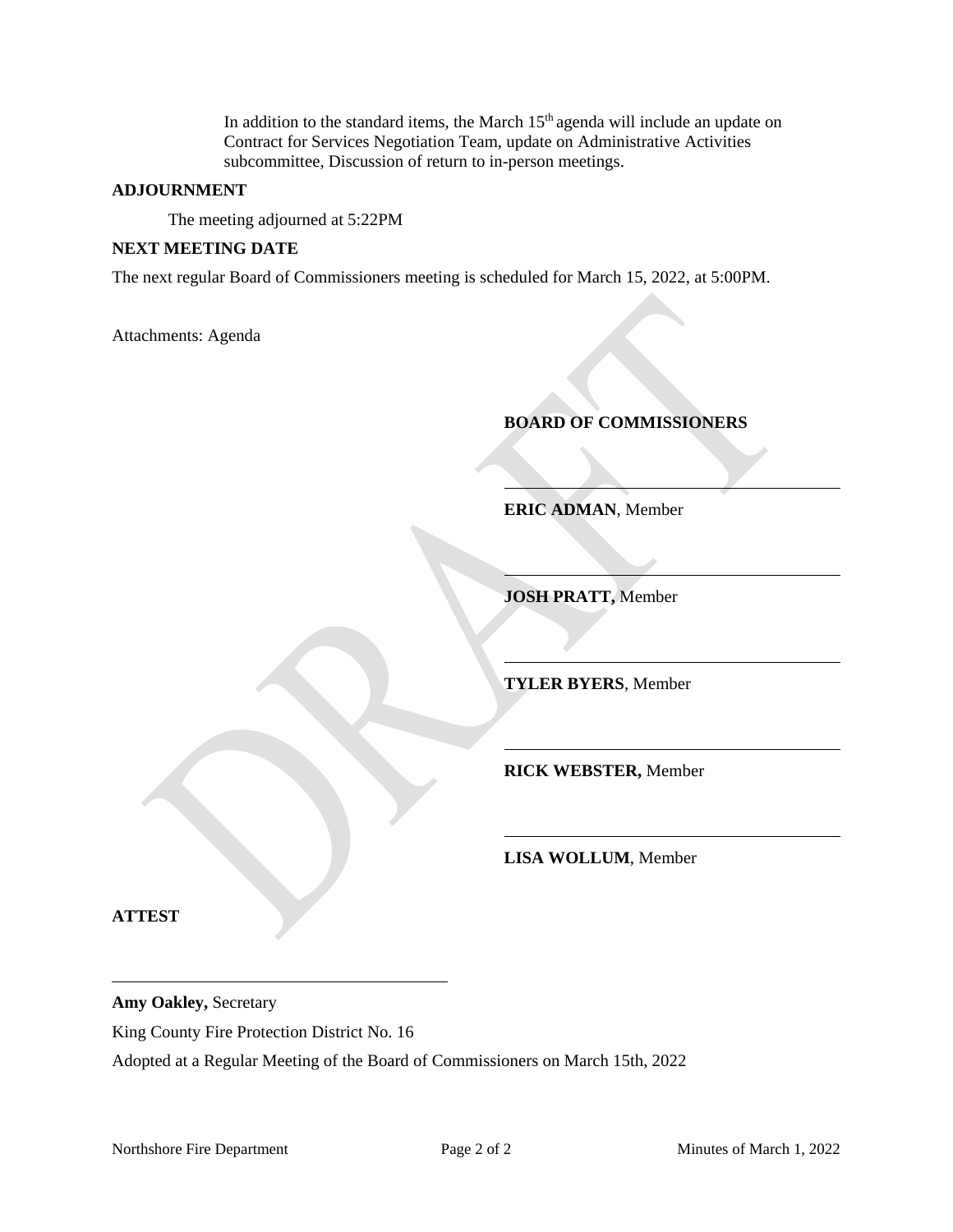In addition to the standard items, the March 15th agenda will include an update on Contract for Services Negotiation Team, update on Administrative Activities subcommittee, Discussion of return to in-person meetings.

**ADJOURNMENT**

The meeting adjourned at 5:22PM

**NEXT MEETING DATE**

The next regular Board of Commissioners meeting is scheduled for March 15, 2022, at 5:00PM.

Attachments: Agenda

**BOARD OF COMMISSIONERS**

______________________________

**ERIC ADMAN**, Member

______________________________

**JOSH PRATT,** Member

______________________________

**TYLER BYERS**, Member

______________________________

**RICK WEBSTER,** Member

______________________________

**LISA WOLLUM**, Member

**ATTEST**

______________________________

**Amy Oakley,** Secretary

King County Fire Protection District No. 16

Adopted at a Regular Meeting of the Board of Commissioners on March 15th, 2022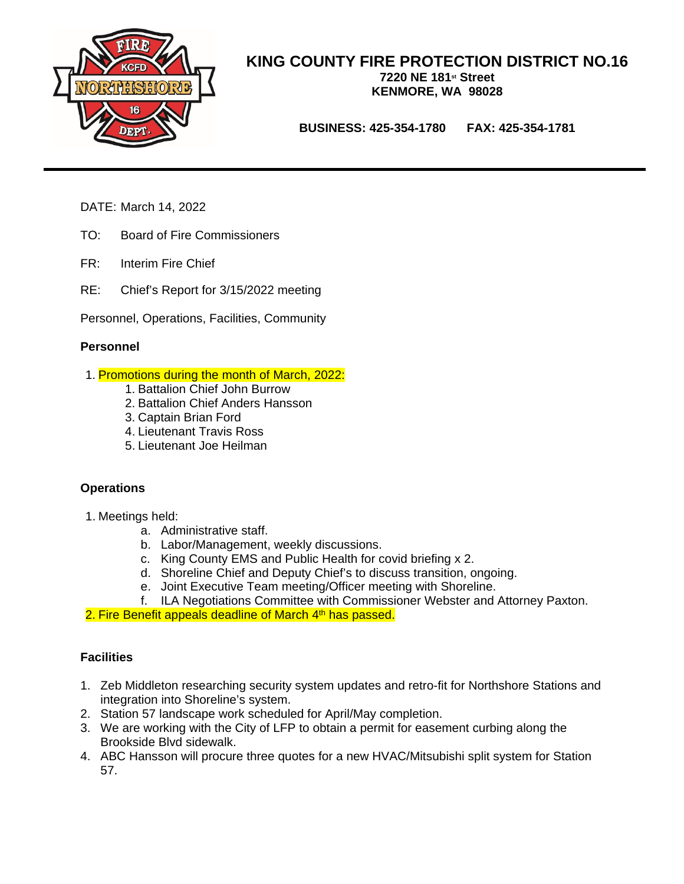# KING COUNTY FIRE PROTECTION DISTRICT NO.16

**7220 NE 181st Street**
**KENMORE, WA 98028**

**BUSINESS: 425-354-1780 FAX: 425-354-1781**

---

DATE: March 14, 2022

TO: Board of Fire Commissioners

FR: Interim Fire Chief

RE: Chief's Report for 3/15/2022 meeting

Personnel, Operations, Facilities, Community

**Personnel**

1. Promotions during the month of March, 2022:
   1. Battalion Chief John Burrow
   2. Battalion Chief Anders Hansson
   3. Captain Brian Ford
   4. Lieutenant Travis Ross
   5. Lieutenant Joe Heilman

**Operations**

1. Meetings held:
   a. Administrative staff.
   b. Labor/Management, weekly discussions.
   c. King County EMS and Public Health for covid briefing x 2.
   d. Shoreline Chief and Deputy Chief's to discuss transition, ongoing.
   e. Joint Executive Team meeting/Officer meeting with Shoreline.
   f. ILA Negotiations Committee with Commissioner Webster and Attorney Paxton.
2. Fire Benefit appeals deadline of March 4th has passed.

**Facilities**

1. Zeb Middleton researching security system updates and retro-fit for Northshore Stations and integration into Shoreline's system.
2. Station 57 landscape work scheduled for April/May completion.
3. We are working with the City of LFP to obtain a permit for easement curbing along the Brookside Blvd sidewalk.
4. ABC Hansson will procure three quotes for a new HVAC/Mitsubishi split system for Station 57.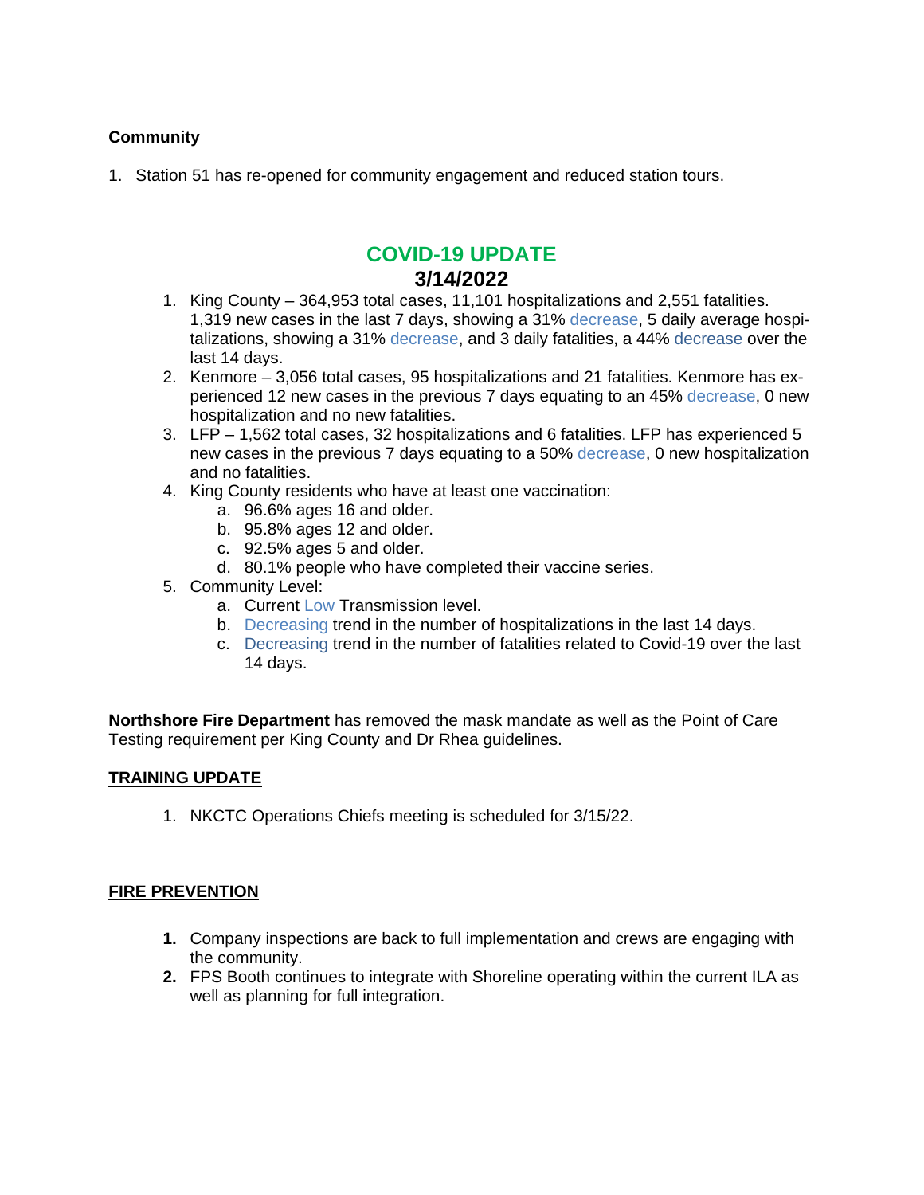**Community**

1. Station 51 has re-opened for community engagement and reduced station tours.

## COVID-19 UPDATE
## 3/14/2022

1. King County – 364,953 total cases, 11,101 hospitalizations and 2,551 fatalities. 1,319 new cases in the last 7 days, showing a 31% decrease, 5 daily average hospitalizations, showing a 31% decrease, and 3 daily fatalities, a 44% decrease over the last 14 days.
2. Kenmore – 3,056 total cases, 95 hospitalizations and 21 fatalities. Kenmore has experienced 12 new cases in the previous 7 days equating to an 45% decrease, 0 new hospitalization and no new fatalities.
3. LFP – 1,562 total cases, 32 hospitalizations and 6 fatalities. LFP has experienced 5 new cases in the previous 7 days equating to a 50% decrease, 0 new hospitalization and no fatalities.
4. King County residents who have at least one vaccination:
   a. 96.6% ages 16 and older.
   b. 95.8% ages 12 and older.
   c. 92.5% ages 5 and older.
   d. 80.1% people who have completed their vaccine series.
5. Community Level:
   a. Current Low Transmission level.
   b. Decreasing trend in the number of hospitalizations in the last 14 days.
   c. Decreasing trend in the number of fatalities related to Covid-19 over the last 14 days.

**Northshore Fire Department** has removed the mask mandate as well as the Point of Care Testing requirement per King County and Dr Rhea guidelines.

**TRAINING UPDATE**

1. NKCTC Operations Chiefs meeting is scheduled for 3/15/22.

**FIRE PREVENTION**

1. Company inspections are back to full implementation and crews are engaging with the community.
2. FPS Booth continues to integrate with Shoreline operating within the current ILA as well as planning for full integration.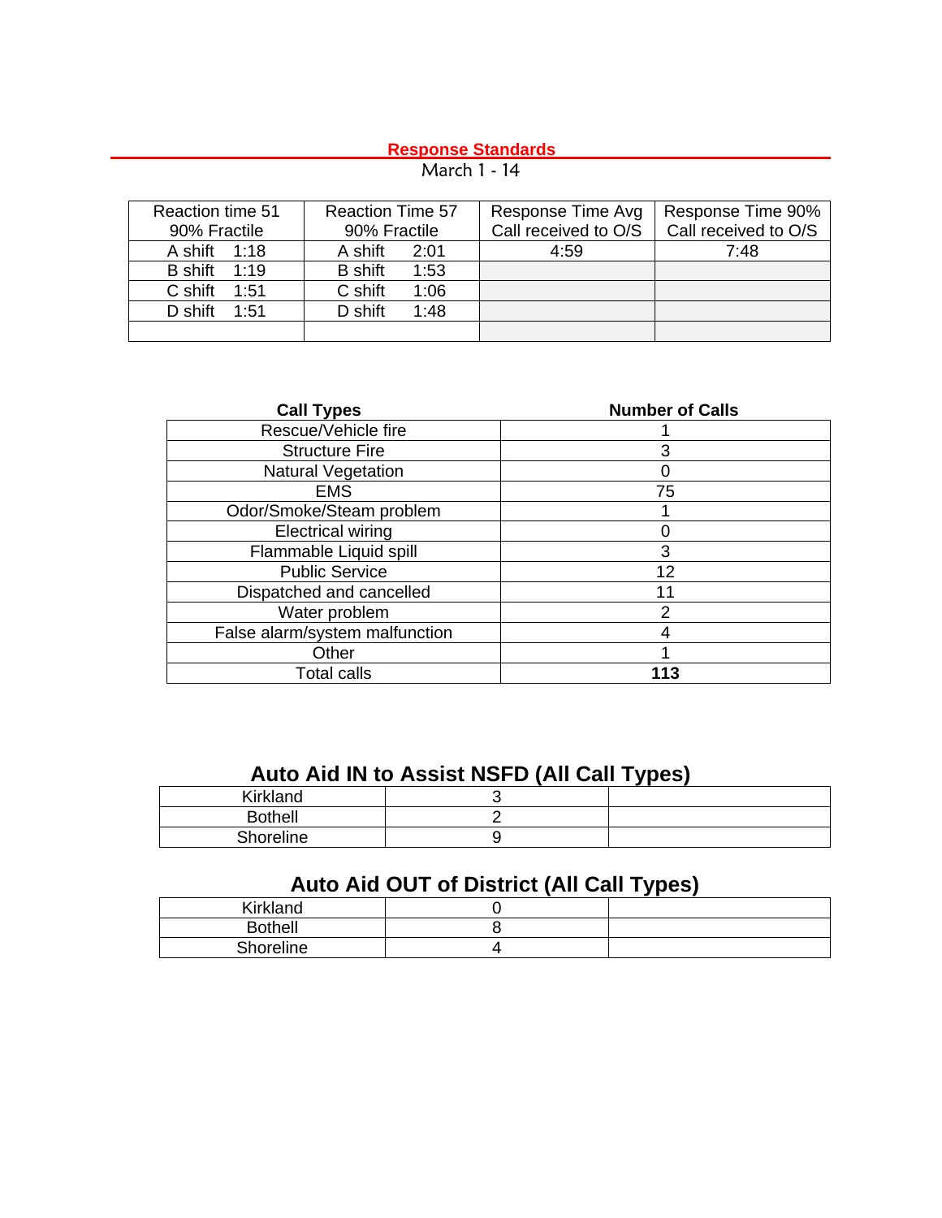## Response Standards

March 1 - 14

| Reaction time 51 90% Fractile | Reaction Time 57 90% Fractile | Response Time Avg Call received to O/S | Response Time 90% Call received to O/S |
|---|---|---|---|
| A shift 1:18 | A shift 2:01 | 4:59 | 7:48 |
| B shift 1:19 | B shift 1:53 | | |
| C shift 1:51 | C shift 1:06 | | |
| D shift 1:51 | D shift 1:48 | | |
| | | | |

| Call Types | Number of Calls |
|---|---|
| Rescue/Vehicle fire | 1 |
| Structure Fire | 3 |
| Natural Vegetation | 0 |
| EMS | 75 |
| Odor/Smoke/Steam problem | 1 |
| Electrical wiring | 0 |
| Flammable Liquid spill | 3 |
| Public Service | 12 |
| Dispatched and cancelled | 11 |
| Water problem | 2 |
| False alarm/system malfunction | 4 |
| Other | 1 |
| Total calls | **113** |

### Auto Aid IN to Assist NSFD (All Call Types)

| | | |
|---|---|---|
| Kirkland | 3 | |
| Bothell | 2 | |
| Shoreline | 9 | |

### Auto Aid OUT of District (All Call Types)

| | | |
|---|---|---|
| Kirkland | 0 | |
| Bothell | 8 | |
| Shoreline | 4 | |